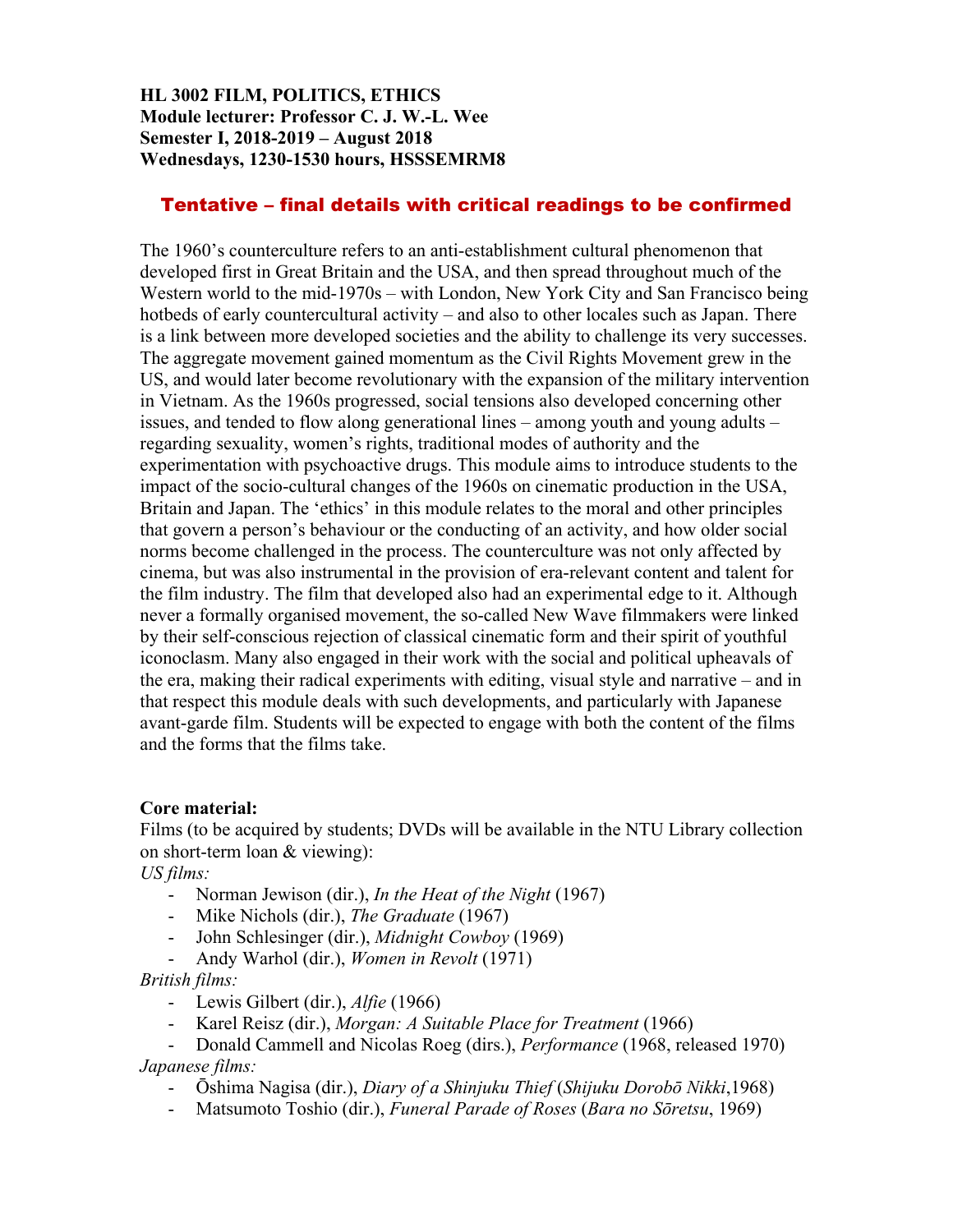**HL 3002 FILM, POLITICS, ETHICS**
**Module lecturer: Professor C. J. W.-L. Wee**
**Semester I, 2018-2019 – August 2018**
**Wednesdays, 1230-1530 hours, HSSSEMRM8**

**Tentative – final details with critical readings to be confirmed**

The 1960's counterculture refers to an anti-establishment cultural phenomenon that developed first in Great Britain and the USA, and then spread throughout much of the Western world to the mid-1970s – with London, New York City and San Francisco being hotbeds of early countercultural activity – and also to other locales such as Japan. There is a link between more developed societies and the ability to challenge its very successes. The aggregate movement gained momentum as the Civil Rights Movement grew in the US, and would later become revolutionary with the expansion of the military intervention in Vietnam. As the 1960s progressed, social tensions also developed concerning other issues, and tended to flow along generational lines – among youth and young adults – regarding sexuality, women's rights, traditional modes of authority and the experimentation with psychoactive drugs. This module aims to introduce students to the impact of the socio-cultural changes of the 1960s on cinematic production in the USA, Britain and Japan. The 'ethics' in this module relates to the moral and other principles that govern a person's behaviour or the conducting of an activity, and how older social norms become challenged in the process. The counterculture was not only affected by cinema, but was also instrumental in the provision of era-relevant content and talent for the film industry. The film that developed also had an experimental edge to it. Although never a formally organised movement, the so-called New Wave filmmakers were linked by their self-conscious rejection of classical cinematic form and their spirit of youthful iconoclasm. Many also engaged in their work with the social and political upheavals of the era, making their radical experiments with editing, visual style and narrative – and in that respect this module deals with such developments, and particularly with Japanese avant-garde film. Students will be expected to engage with both the content of the films and the forms that the films take.

**Core material:**
Films (to be acquired by students; DVDs will be available in the NTU Library collection on short-term loan & viewing):

*US films:*

- Norman Jewison (dir.), *In the Heat of the Night* (1967)
- Mike Nichols (dir.), *The Graduate* (1967)
- John Schlesinger (dir.), *Midnight Cowboy* (1969)
- Andy Warhol (dir.), *Women in Revolt* (1971)

*British films:*

- Lewis Gilbert (dir.), *Alfie* (1966)
- Karel Reisz (dir.), *Morgan: A Suitable Place for Treatment* (1966)
- Donald Cammell and Nicolas Roeg (dirs.), *Performance* (1968, released 1970)

*Japanese films:*

- Ōshima Nagisa (dir.), *Diary of a Shinjuku Thief* (*Shijuku Dorobō Nikki*,1968)
- Matsumoto Toshio (dir.), *Funeral Parade of Roses* (*Bara no Sōretsu*, 1969)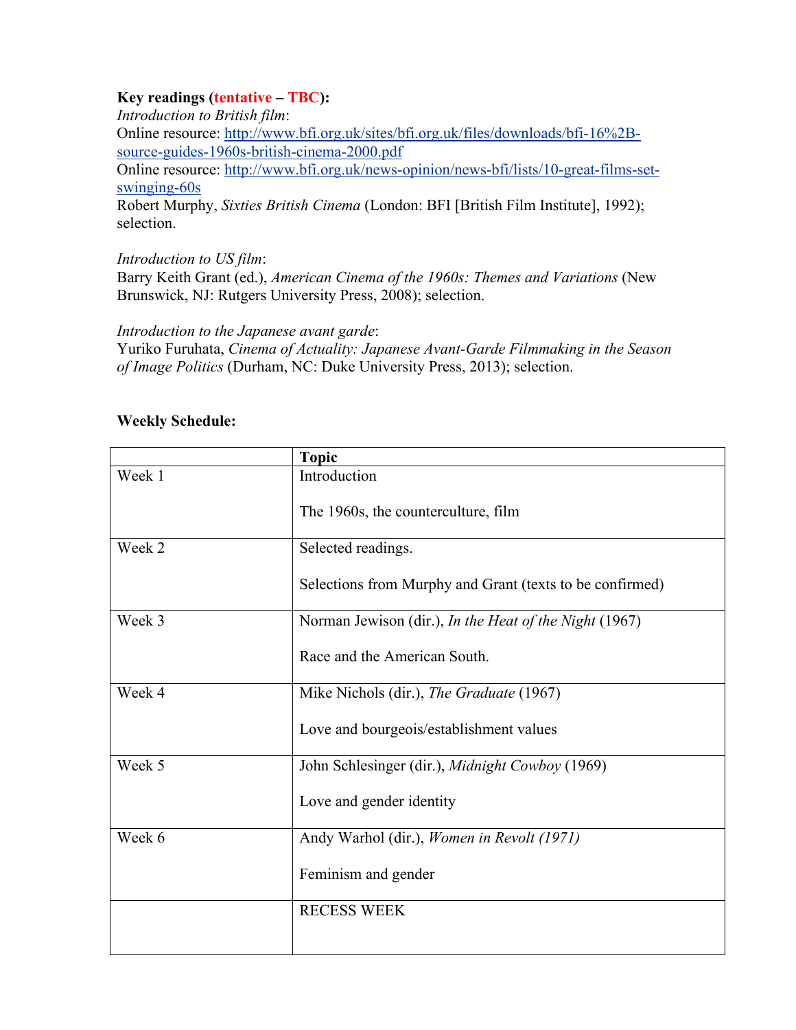**Key readings (tentative – TBC):**

*Introduction to British film*:
Online resource: [http://www.bfi.org.uk/sites/bfi.org.uk/files/downloads/bfi-16%2B-source-guides-1960s-british-cinema-2000.pdf](http://www.bfi.org.uk/sites/bfi.org.uk/files/downloads/bfi-16%2B-source-guides-1960s-british-cinema-2000.pdf)
Online resource: [http://www.bfi.org.uk/news-opinion/news-bfi/lists/10-great-films-set-swinging-60s](http://www.bfi.org.uk/news-opinion/news-bfi/lists/10-great-films-set-swinging-60s)
Robert Murphy, *Sixties British Cinema* (London: BFI [British Film Institute], 1992); selection.

*Introduction to US film*:
Barry Keith Grant (ed.), *American Cinema of the 1960s: Themes and Variations* (New Brunswick, NJ: Rutgers University Press, 2008); selection.

*Introduction to the Japanese avant garde*:
Yuriko Furuhata, *Cinema of Actuality: Japanese Avant-Garde Filmmaking in the Season of Image Politics* (Durham, NC: Duke University Press, 2013); selection.

**Weekly Schedule:**

| | **Topic** |
|---|---|
| Week 1 | Introduction<br><br>The 1960s, the counterculture, film |
| Week 2 | Selected readings.<br><br>Selections from Murphy and Grant (texts to be confirmed) |
| Week 3 | Norman Jewison (dir.), *In the Heat of the Night* (1967)<br><br>Race and the American South. |
| Week 4 | Mike Nichols (dir.), *The Graduate* (1967)<br><br>Love and bourgeois/establishment values |
| Week 5 | John Schlesinger (dir.), *Midnight Cowboy* (1969)<br><br>Love and gender identity |
| Week 6 | Andy Warhol (dir.), *Women in Revolt (1971)*<br><br>Feminism and gender |
| | RECESS WEEK |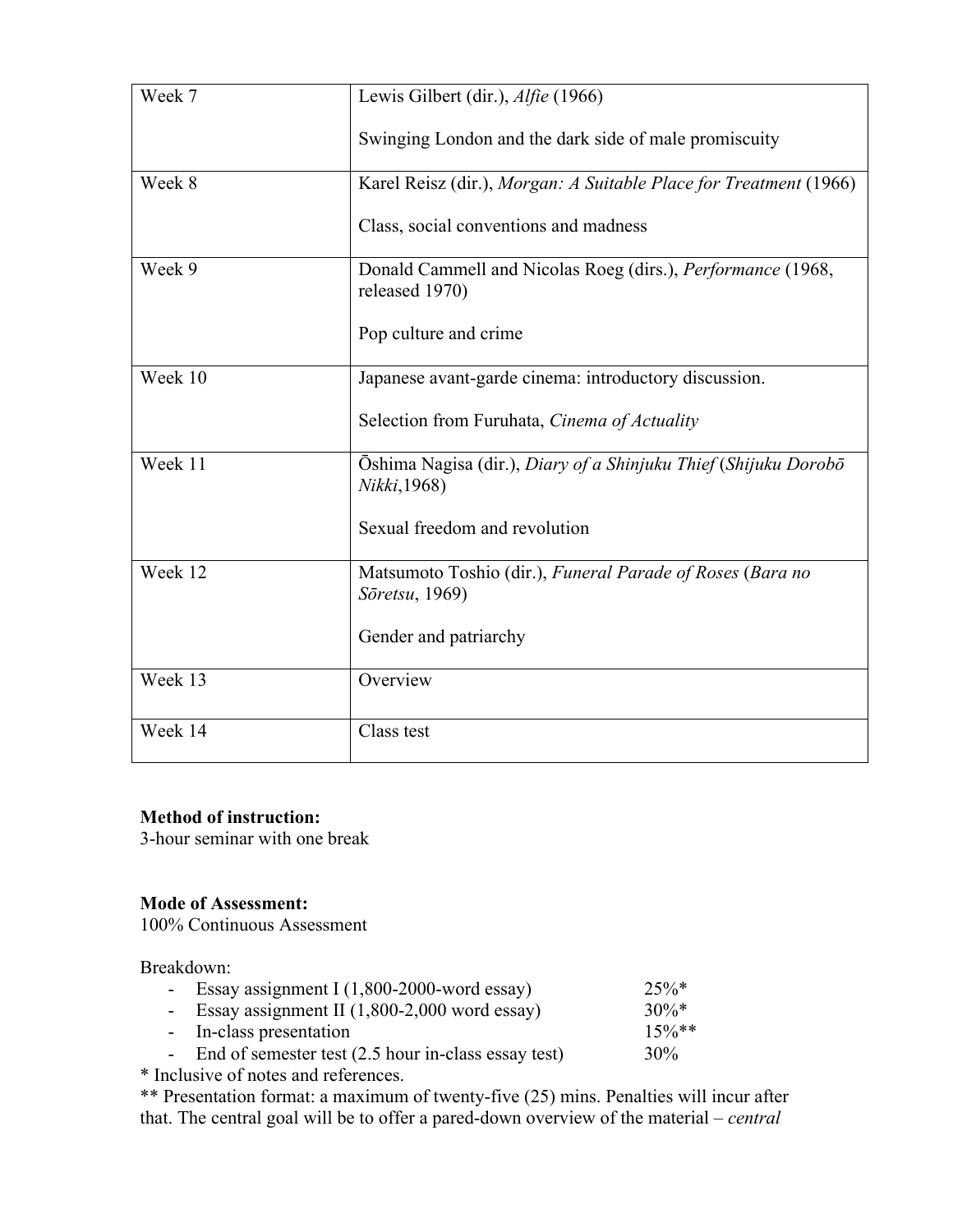| | |
|---|---|
| Week 7 | Lewis Gilbert (dir.), *Alfie* (1966)<br><br>Swinging London and the dark side of male promiscuity |
| Week 8 | Karel Reisz (dir.), *Morgan: A Suitable Place for Treatment* (1966)<br><br>Class, social conventions and madness |
| Week 9 | Donald Cammell and Nicolas Roeg (dirs.), *Performance* (1968, released 1970)<br><br>Pop culture and crime |
| Week 10 | Japanese avant-garde cinema: introductory discussion.<br><br>Selection from Furuhata, *Cinema of Actuality* |
| Week 11 | Ōshima Nagisa (dir.), *Diary of a Shinjuku Thief* (*Shijuku Dorobō Nikki*,1968)<br><br>Sexual freedom and revolution |
| Week 12 | Matsumoto Toshio (dir.), *Funeral Parade of Roses* (*Bara no Sōretsu*, 1969)<br><br>Gender and patriarchy |
| Week 13 | Overview |
| Week 14 | Class test |

**Method of instruction:**
3-hour seminar with one break

**Mode of Assessment:**
100% Continuous Assessment

Breakdown:

- Essay assignment I (1,800-2000-word essay) 25%*
- Essay assignment II (1,800-2,000 word essay) 30%*
- In-class presentation 15%**
- End of semester test (2.5 hour in-class essay test) 30%

* Inclusive of notes and references.
** Presentation format: a maximum of twenty-five (25) mins. Penalties will incur after that. The central goal will be to offer a pared-down overview of the material – *central*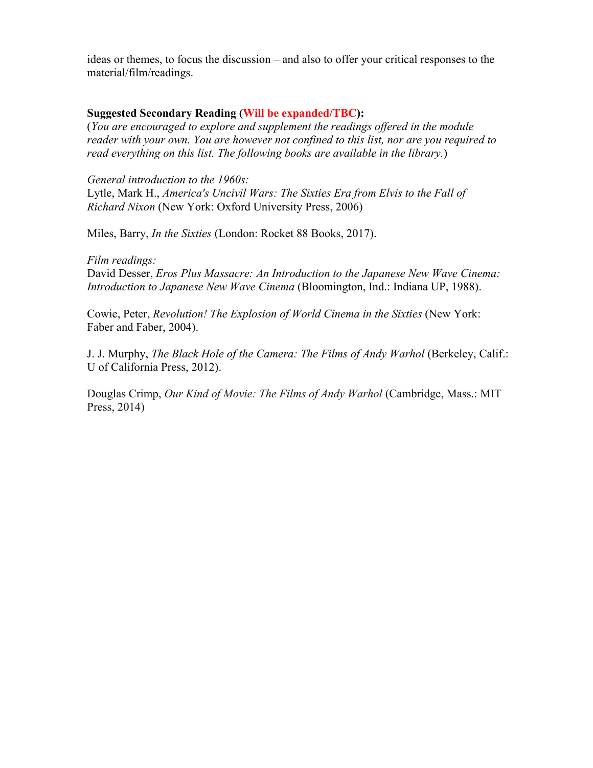ideas or themes, to focus the discussion – and also to offer your critical responses to the material/film/readings.

**Suggested Secondary Reading (Will be expanded/TBC):**

(*You are encouraged to explore and supplement the readings offered in the module reader with your own. You are however not confined to this list, nor are you required to read everything on this list. The following books are available in the library.*)

*General introduction to the 1960s:*

Lytle, Mark H., *America's Uncivil Wars: The Sixties Era from Elvis to the Fall of Richard Nixon* (New York: Oxford University Press, 2006)

Miles, Barry, *In the Sixties* (London: Rocket 88 Books, 2017).

*Film readings:*

David Desser, *Eros Plus Massacre: An Introduction to the Japanese New Wave Cinema: Introduction to Japanese New Wave Cinema* (Bloomington, Ind.: Indiana UP, 1988).

Cowie, Peter, *Revolution! The Explosion of World Cinema in the Sixties* (New York: Faber and Faber, 2004).

J. J. Murphy, *The Black Hole of the Camera: The Films of Andy Warhol* (Berkeley, Calif.: U of California Press, 2012).

Douglas Crimp, *Our Kind of Movie: The Films of Andy Warhol* (Cambridge, Mass.: MIT Press, 2014)